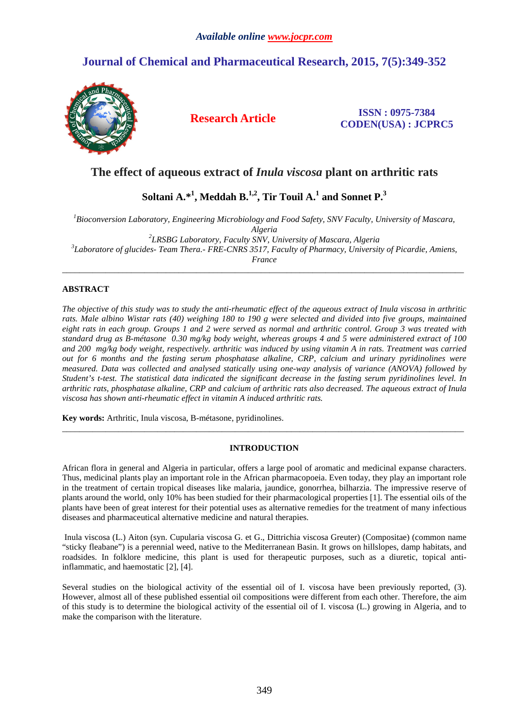# The effect of aqueous extract of *Inula viscosa* plant on arthritic rats

**Soltani A.*[1], Meddah B.[1,2], Tir Touil A.[1] and Sonnet P.[3]**

*[1]Bioconversion Laboratory, Engineering Microbiology and Food Safety, SNV Faculty, University of Mascara, Algeria*
*[2]LRSBG Laboratory, Faculty SNV, University of Mascara, Algeria*
*[3]Laboratore of glucides- Team Thera.- FRE-CNRS 3517, Faculty of Pharmacy, University of Picardie, Amiens, France*

---

## ABSTRACT

*The objective of this study was to study the anti-rheumatic effect of the aqueous extract of Inula viscosa in arthritic rats. Male albino Wistar rats (40) weighing 180 to 190 g were selected and divided into five groups, maintained eight rats in each group. Groups 1 and 2 were served as normal and arthritic control. Group 3 was treated with standard drug as B-métasone 0.30 mg/kg body weight, whereas groups 4 and 5 were administered extract of 100 and 200 mg/kg body weight, respectively. arthritic was induced by using vitamin A in rats. Treatment was carried out for 6 months and the fasting serum phosphatase alkaline, CRP, calcium and urinary pyridinolines were measured. Data was collected and analysed statically using one-way analysis of variance (ANOVA) followed by Student's t-test. The statistical data indicated the significant decrease in the fasting serum pyridinolines level. In arthritic rats, phosphatase alkaline, CRP and calcium of arthritic rats also decreased. The aqueous extract of Inula viscosa has shown anti-rheumatic effect in vitamin A induced arthritic rats.*

**Key words:** Arthritic, Inula viscosa, B-métasone, pyridinolines.

---

## INTRODUCTION

African flora in general and Algeria in particular, offers a large pool of aromatic and medicinal expanse characters. Thus, medicinal plants play an important role in the African pharmacopoeia. Even today, they play an important role in the treatment of certain tropical diseases like malaria, jaundice, gonorrhea, bilharzia. The impressive reserve of plants around the world, only 10% has been studied for their pharmacological properties [1]. The essential oils of the plants have been of great interest for their potential uses as alternative remedies for the treatment of many infectious diseases and pharmaceutical alternative medicine and natural therapies.

Inula viscosa (L.) Aiton (syn. Cupularia viscosa G. et G., Dittrichia viscosa Greuter) (Compositae) (common name "sticky fleabane") is a perennial weed, native to the Mediterranean Basin. It grows on hillslopes, damp habitats, and roadsides. In folklore medicine, this plant is used for therapeutic purposes, such as a diuretic, topical anti-inflammatic, and haemostatic [2], [4].

Several studies on the biological activity of the essential oil of I. viscosa have been previously reported, (3). However, almost all of these published essential oil compositions were different from each other. Therefore, the aim of this study is to determine the biological activity of the essential oil of I. viscosa (L.) growing in Algeria, and to make the comparison with the literature.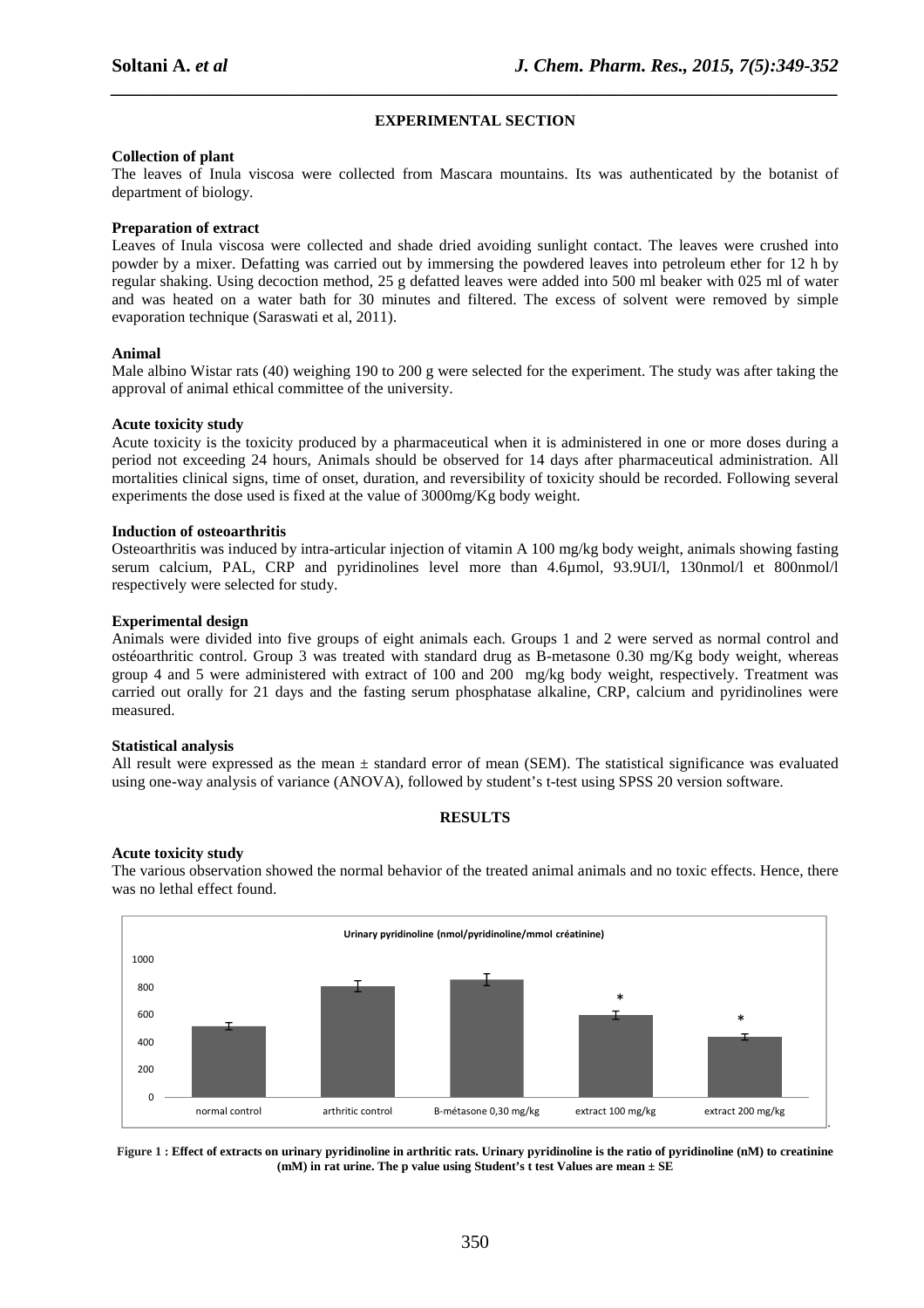## EXPERIMENTAL SECTION

### Collection of plant

The leaves of Inula viscosa were collected from Mascara mountains. Its was authenticated by the botanist of department of biology.

### Preparation of extract

Leaves of Inula viscosa were collected and shade dried avoiding sunlight contact. The leaves were crushed into powder by a mixer. Defatting was carried out by immersing the powdered leaves into petroleum ether for 12 h by regular shaking. Using decoction method, 25 g defatted leaves were added into 500 ml beaker with 025 ml of water and was heated on a water bath for 30 minutes and filtered. The excess of solvent were removed by simple evaporation technique (Saraswati et al, 2011).

### Animal

Male albino Wistar rats (40) weighing 190 to 200 g were selected for the experiment. The study was after taking the approval of animal ethical committee of the university.

### Acute toxicity study

Acute toxicity is the toxicity produced by a pharmaceutical when it is administered in one or more doses during a period not exceeding 24 hours, Animals should be observed for 14 days after pharmaceutical administration. All mortalities clinical signs, time of onset, duration, and reversibility of toxicity should be recorded. Following several experiments the dose used is fixed at the value of 3000mg/Kg body weight.

### Induction of osteoarthritis

Osteoarthritis was induced by intra-articular injection of vitamin A 100 mg/kg body weight, animals showing fasting serum calcium, PAL, CRP and pyridinolines level more than 4.6µmol, 93.9UI/l, 130nmol/l et 800nmol/l respectively were selected for study.

### Experimental design

Animals were divided into five groups of eight animals each. Groups 1 and 2 were served as normal control and ostéoarthritic control. Group 3 was treated with standard drug as B-metasone 0.30 mg/Kg body weight, whereas group 4 and 5 were administered with extract of 100 and 200 mg/kg body weight, respectively. Treatment was carried out orally for 21 days and the fasting serum phosphatase alkaline, CRP, calcium and pyridinolines were measured.

### Statistical analysis

All result were expressed as the mean ± standard error of mean (SEM). The statistical significance was evaluated using one-way analysis of variance (ANOVA), followed by student's t-test using SPSS 20 version software.

## RESULTS

### Acute toxicity study

The various observation showed the normal behavior of the treated animal animals and no toxic effects. Hence, there was no lethal effect found.

**Figure 1 : Effect of extracts on urinary pyridinoline in arthritic rats. Urinary pyridinoline is the ratio of pyridinoline (nM) to creatinine (mM) in rat urine. The p value using Student's t test Values are mean ± SE**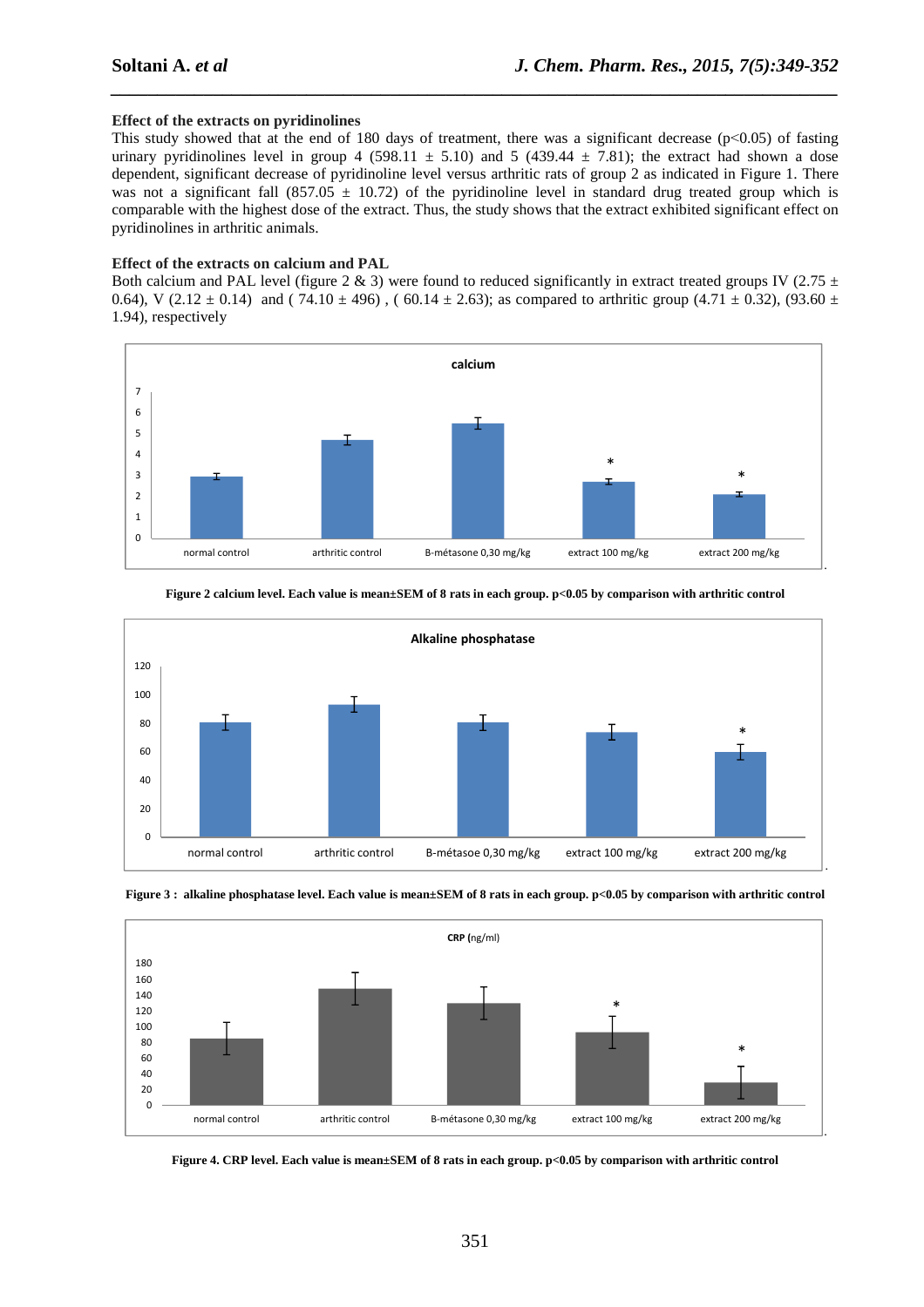**Effect of the extracts on pyridinolines**

This study showed that at the end of 180 days of treatment, there was a significant decrease ($p<0.05$) of fasting urinary pyridinolines level in group 4 (598.11 ± 5.10) and 5 (439.44 ± 7.81); the extract had shown a dose dependent, significant decrease of pyridinoline level versus arthritic rats of group 2 as indicated in Figure 1. There was not a significant fall (857.05 ± 10.72) of the pyridinoline level in standard drug treated group which is comparable with the highest dose of the extract. Thus, the study shows that the extract exhibited significant effect on pyridinolines in arthritic animals.

**Effect of the extracts on calcium and PAL**

Both calcium and PAL level (figure 2 & 3) were found to reduced significantly in extract treated groups IV (2.75 ± 0.64), V (2.12 ± 0.14) and ( 74.10 ± 496) , ( 60.14 ± 2.63); as compared to arthritic group (4.71 ± 0.32), (93.60 ± 1.94), respectively

**Figure 2 calcium level. Each value is mean±SEM of 8 rats in each group. p<0.05 by comparison with arthritic control**

**Figure 3 : alkaline phosphatase level. Each value is mean±SEM of 8 rats in each group. p<0.05 by comparison with arthritic control**

**Figure 4. CRP level. Each value is mean±SEM of 8 rats in each group. p<0.05 by comparison with arthritic control**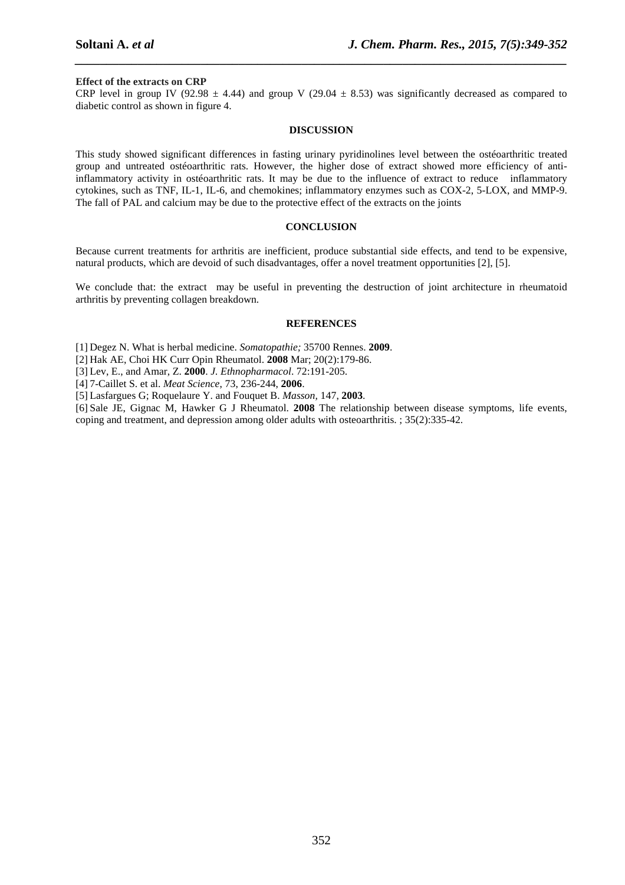**Effect of the extracts on CRP**

CRP level in group IV (92.98 ± 4.44) and group V (29.04 ± 8.53) was significantly decreased as compared to diabetic control as shown in figure 4.

## DISCUSSION

This study showed significant differences in fasting urinary pyridinolines level between the ostéoarthritic treated group and untreated ostéoarthritic rats. However, the higher dose of extract showed more efficiency of anti-inflammatory activity in ostéoarthritic rats. It may be due to the influence of extract to reduce inflammatory cytokines, such as TNF, IL-1, IL-6, and chemokines; inflammatory enzymes such as COX-2, 5-LOX, and MMP-9. The fall of PAL and calcium may be due to the protective effect of the extracts on the joints

## CONCLUSION

Because current treatments for arthritis are inefficient, produce substantial side effects, and tend to be expensive, natural products, which are devoid of such disadvantages, offer a novel treatment opportunities [2], [5].

We conclude that: the extract may be useful in preventing the destruction of joint architecture in rheumatoid arthritis by preventing collagen breakdown.

## REFERENCES

[1] Degez N. What is herbal medicine. *Somatopathie;* 35700 Rennes. **2009**.

[2] Hak AE, Choi HK Curr Opin Rheumatol. **2008** Mar; 20(2):179-86.

[3] Lev, E., and Amar, Z. **2000**. *J. Ethnopharmacol*. 72:191-205.

[4] 7-Caillet S. et al. *Meat Science*, 73, 236-244, **2006**.

[5] Lasfargues G; Roquelaure Y. and Fouquet B. *Masson*, 147, **2003**.

[6] Sale JE, Gignac M, Hawker G J Rheumatol. **2008** The relationship between disease symptoms, life events, coping and treatment, and depression among older adults with osteoarthritis. ; 35(2):335-42.